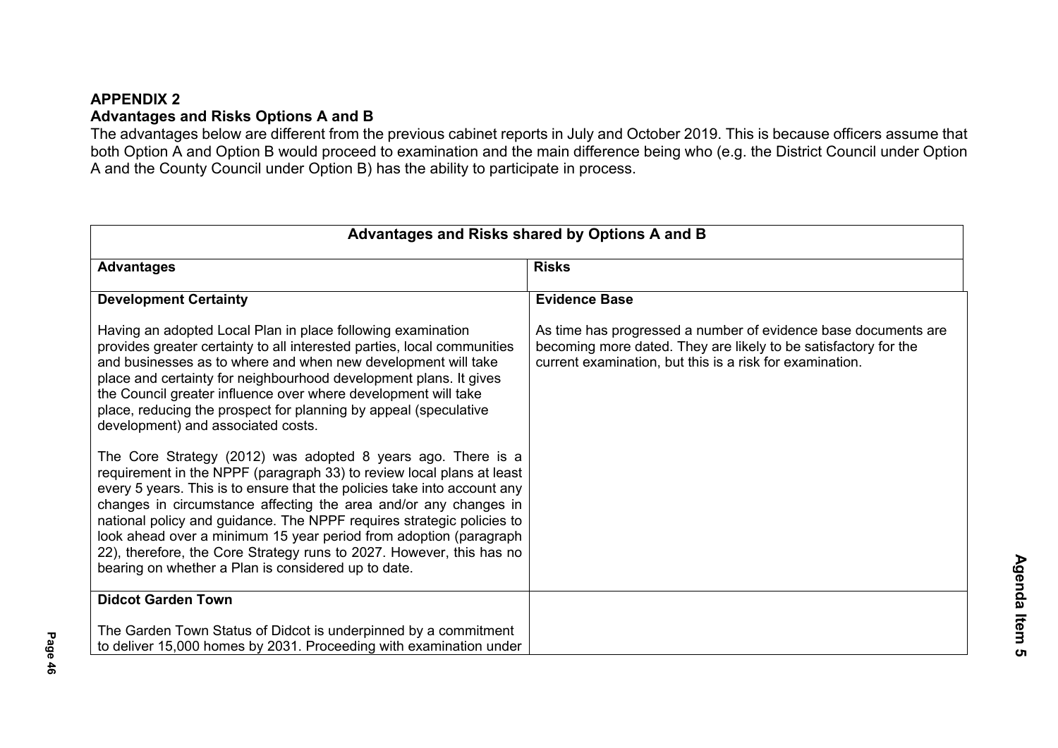**APPENDIX 2**
**Advantages and Risks Options A and B**

The advantages below are different from the previous cabinet reports in July and October 2019. This is because officers assume that both Option A and Option B would proceed to examination and the main difference being who (e.g. the District Council under Option A and the County Council under Option B) has the ability to participate in process.

| Advantages and Risks shared by Options A and B | |
|---|---|
| **Advantages** | **Risks** |
| **Development Certainty**<br><br>Having an adopted Local Plan in place following examination provides greater certainty to all interested parties, local communities and businesses as to where and when new development will take place and certainty for neighbourhood development plans. It gives the Council greater influence over where development will take place, reducing the prospect for planning by appeal (speculative development) and associated costs.<br><br>The Core Strategy (2012) was adopted 8 years ago. There is a requirement in the NPPF (paragraph 33) to review local plans at least every 5 years. This is to ensure that the policies take into account any changes in circumstance affecting the area and/or any changes in national policy and guidance. The NPPF requires strategic policies to look ahead over a minimum 15 year period from adoption (paragraph 22), therefore, the Core Strategy runs to 2027. However, this has no bearing on whether a Plan is considered up to date. | **Evidence Base**<br><br>As time has progressed a number of evidence base documents are becoming more dated. They are likely to be satisfactory for the current examination, but this is a risk for examination. |
| **Didcot Garden Town**<br><br>The Garden Town Status of Didcot is underpinned by a commitment to deliver 15,000 homes by 2031. Proceeding with examination under | |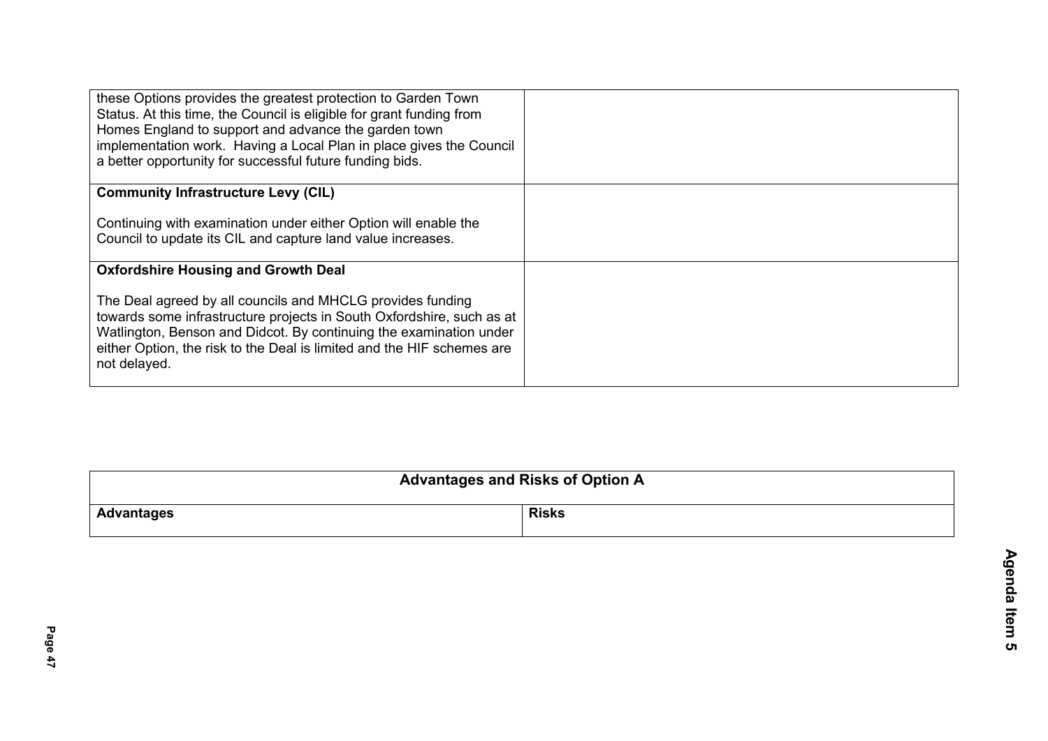| | |
|---|---|
| these Options provides the greatest protection to Garden Town Status. At this time, the Council is eligible for grant funding from Homes England to support and advance the garden town implementation work. Having a Local Plan in place gives the Council a better opportunity for successful future funding bids. | |
| **Community Infrastructure Levy (CIL)**<br><br>Continuing with examination under either Option will enable the Council to update its CIL and capture land value increases. | |
| **Oxfordshire Housing and Growth Deal**<br><br>The Deal agreed by all councils and MHCLG provides funding towards some infrastructure projects in South Oxfordshire, such as at Watlington, Benson and Didcot. By continuing the examination under either Option, the risk to the Deal is limited and the HIF schemes are not delayed. | |

| **Advantages and Risks of Option A** | |
|---|---|
| **Advantages** | **Risks** |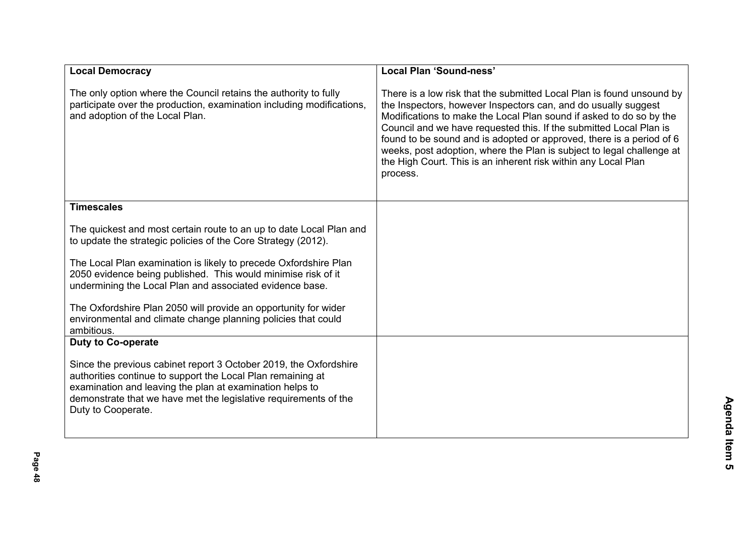| | |
|---|---|
| **Local Democracy**<br><br>The only option where the Council retains the authority to fully participate over the production, examination including modifications, and adoption of the Local Plan. | **Local Plan 'Sound-ness'**<br><br>There is a low risk that the submitted Local Plan is found unsound by the Inspectors, however Inspectors can, and do usually suggest Modifications to make the Local Plan sound if asked to do so by the Council and we have requested this. If the submitted Local Plan is found to be sound and is adopted or approved, there is a period of 6 weeks, post adoption, where the Plan is subject to legal challenge at the High Court. This is an inherent risk within any Local Plan process. |
| **Timescales**<br><br>The quickest and most certain route to an up to date Local Plan and to update the strategic policies of the Core Strategy (2012).<br><br>The Local Plan examination is likely to precede Oxfordshire Plan 2050 evidence being published. This would minimise risk of it undermining the Local Plan and associated evidence base.<br><br>The Oxfordshire Plan 2050 will provide an opportunity for wider environmental and climate change planning policies that could ambitious. | |
| **Duty to Co-operate**<br><br>Since the previous cabinet report 3 October 2019, the Oxfordshire authorities continue to support the Local Plan remaining at examination and leaving the plan at examination helps to demonstrate that we have met the legislative requirements of the Duty to Cooperate. | |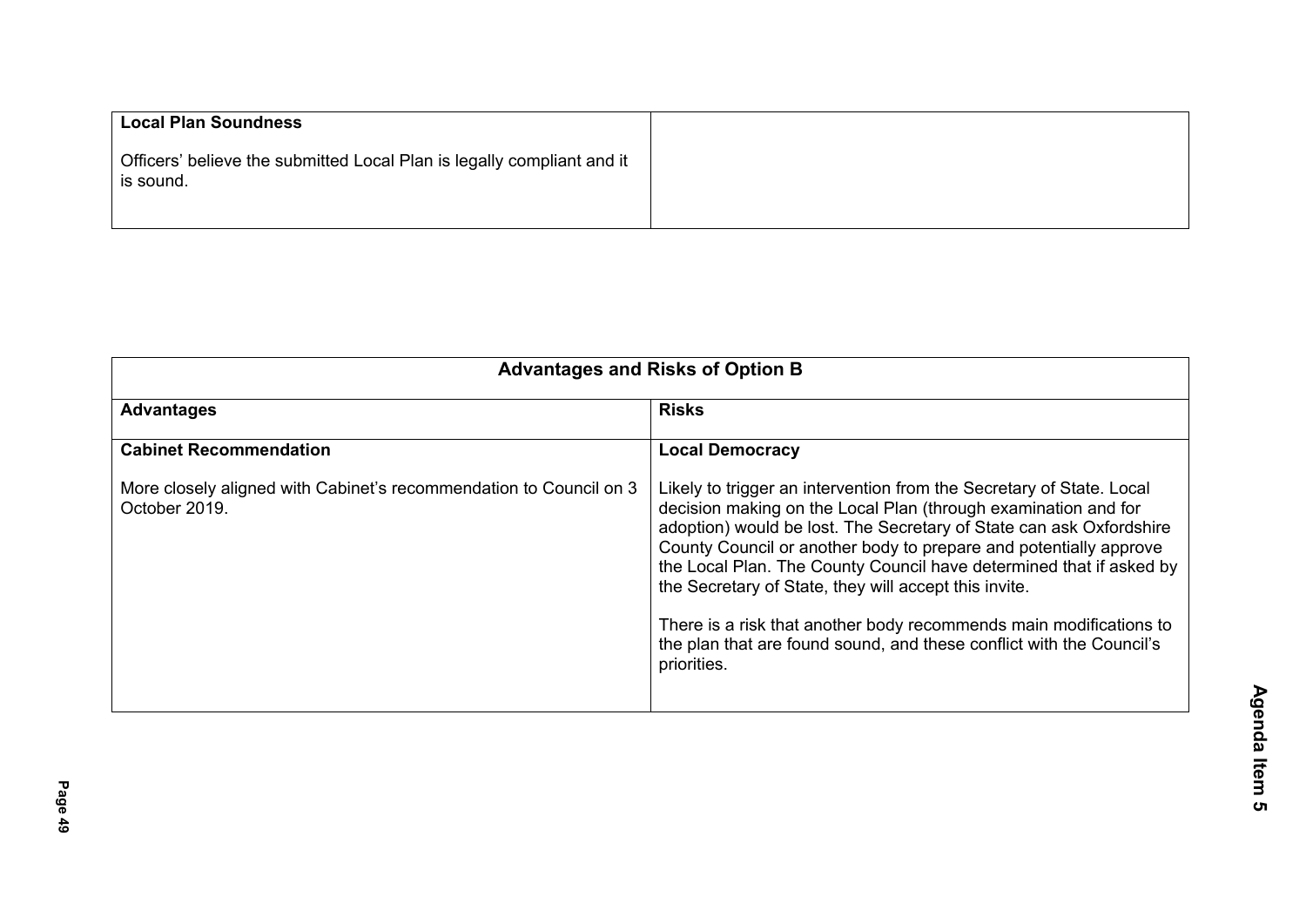| **Local Plan Soundness**<br><br>Officers' believe the submitted Local Plan is legally compliant and it is sound. | |
|---|---|

| **Advantages and Risks of Option B** | |
|---|---|
| **Advantages** | **Risks** |
| **Cabinet Recommendation**<br><br>More closely aligned with Cabinet's recommendation to Council on 3 October 2019. | **Local Democracy**<br><br>Likely to trigger an intervention from the Secretary of State. Local decision making on the Local Plan (through examination and for adoption) would be lost. The Secretary of State can ask Oxfordshire County Council or another body to prepare and potentially approve the Local Plan. The County Council have determined that if asked by the Secretary of State, they will accept this invite.<br><br>There is a risk that another body recommends main modifications to the plan that are found sound, and these conflict with the Council's priorities. |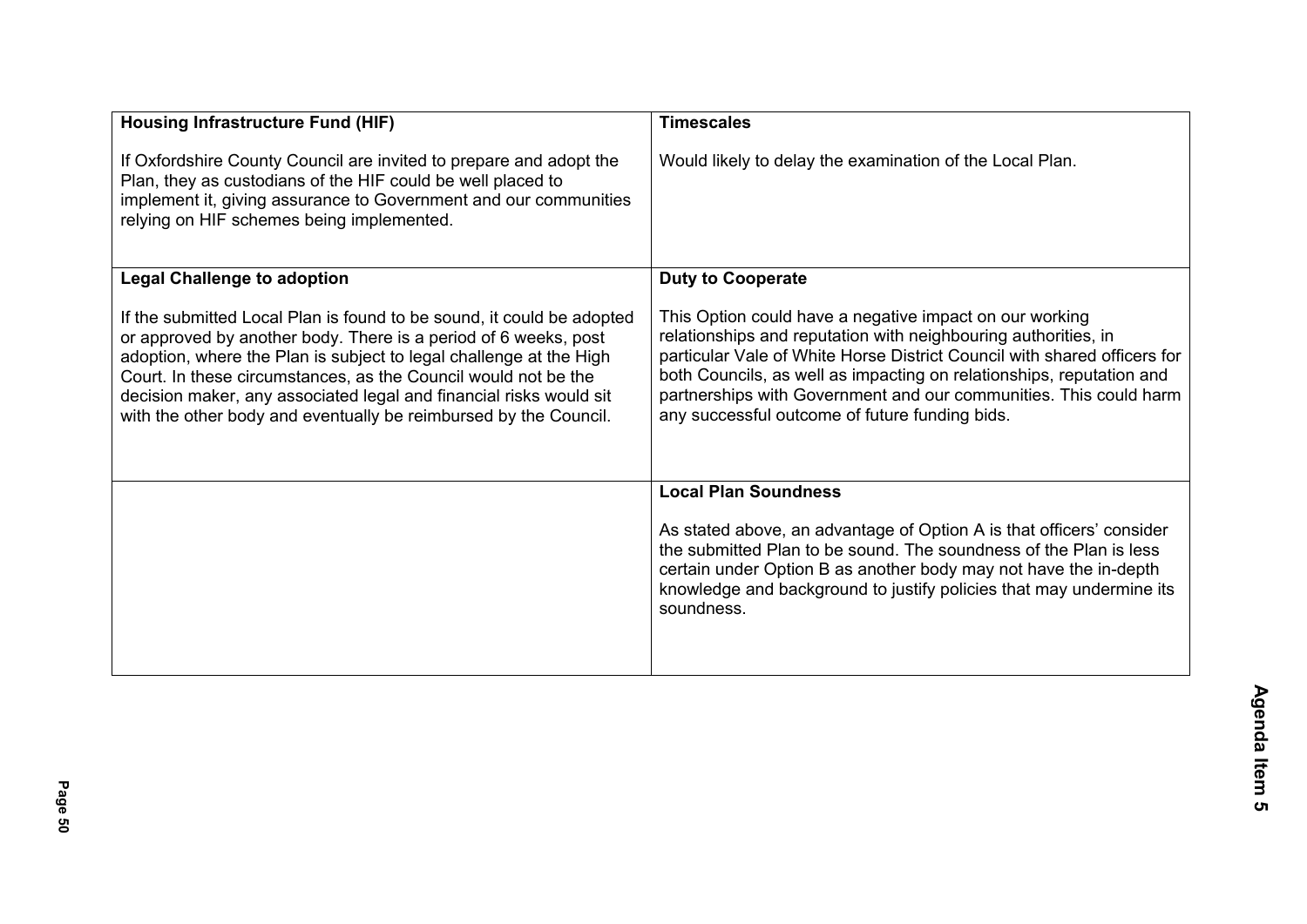| | |
|---|---|
| **Housing Infrastructure Fund (HIF)**<br><br>If Oxfordshire County Council are invited to prepare and adopt the Plan, they as custodians of the HIF could be well placed to implement it, giving assurance to Government and our communities relying on HIF schemes being implemented. | **Timescales**<br><br>Would likely to delay the examination of the Local Plan. |
| **Legal Challenge to adoption**<br><br>If the submitted Local Plan is found to be sound, it could be adopted or approved by another body. There is a period of 6 weeks, post adoption, where the Plan is subject to legal challenge at the High Court. In these circumstances, as the Council would not be the decision maker, any associated legal and financial risks would sit with the other body and eventually be reimbursed by the Council. | **Duty to Cooperate**<br><br>This Option could have a negative impact on our working relationships and reputation with neighbouring authorities, in particular Vale of White Horse District Council with shared officers for both Councils, as well as impacting on relationships, reputation and partnerships with Government and our communities. This could harm any successful outcome of future funding bids. |
| | **Local Plan Soundness**<br><br>As stated above, an advantage of Option A is that officers' consider the submitted Plan to be sound. The soundness of the Plan is less certain under Option B as another body may not have the in-depth knowledge and background to justify policies that may undermine its soundness. |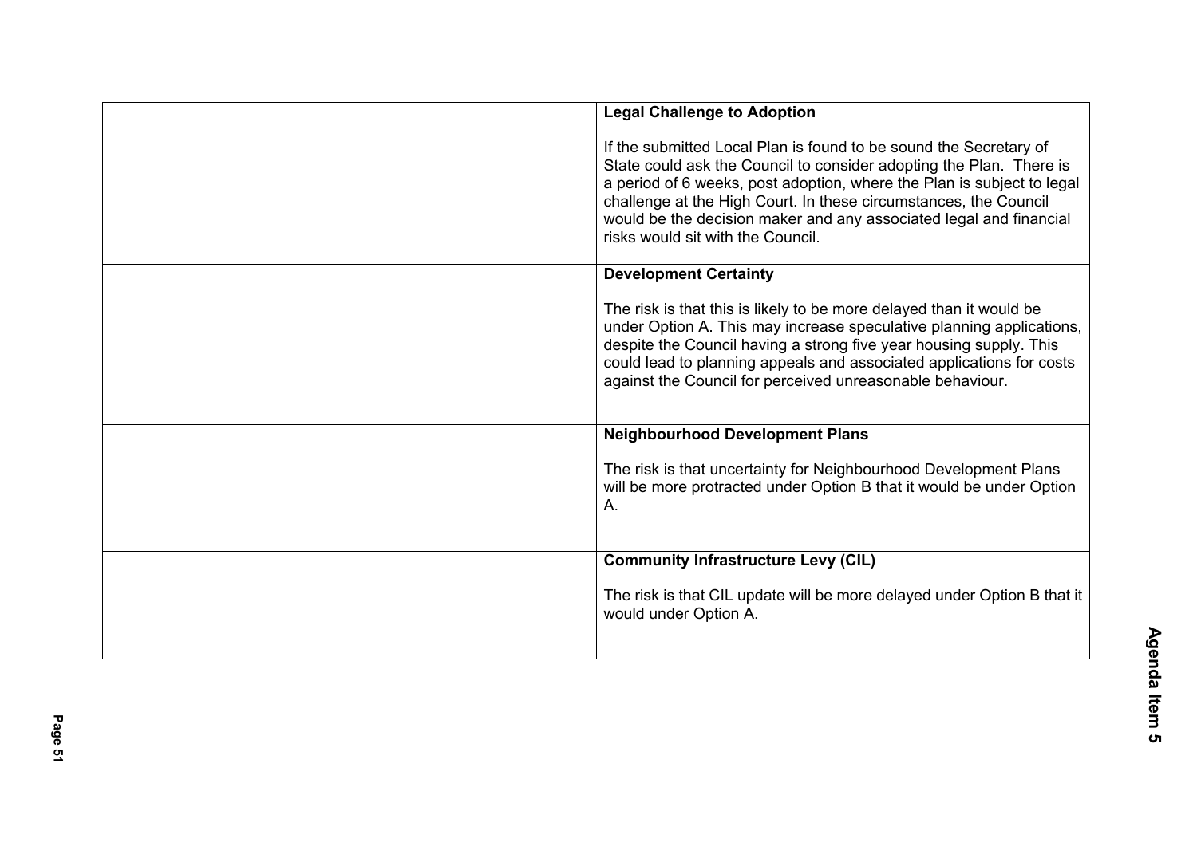| | |
|---|---|
| | **Legal Challenge to Adoption**<br><br>If the submitted Local Plan is found to be sound the Secretary of State could ask the Council to consider adopting the Plan. There is a period of 6 weeks, post adoption, where the Plan is subject to legal challenge at the High Court. In these circumstances, the Council would be the decision maker and any associated legal and financial risks would sit with the Council. |
| | **Development Certainty**<br><br>The risk is that this is likely to be more delayed than it would be under Option A. This may increase speculative planning applications, despite the Council having a strong five year housing supply. This could lead to planning appeals and associated applications for costs against the Council for perceived unreasonable behaviour. |
| | **Neighbourhood Development Plans**<br><br>The risk is that uncertainty for Neighbourhood Development Plans will be more protracted under Option B that it would be under Option A. |
| | **Community Infrastructure Levy (CIL)**<br><br>The risk is that CIL update will be more delayed under Option B that it would under Option A. |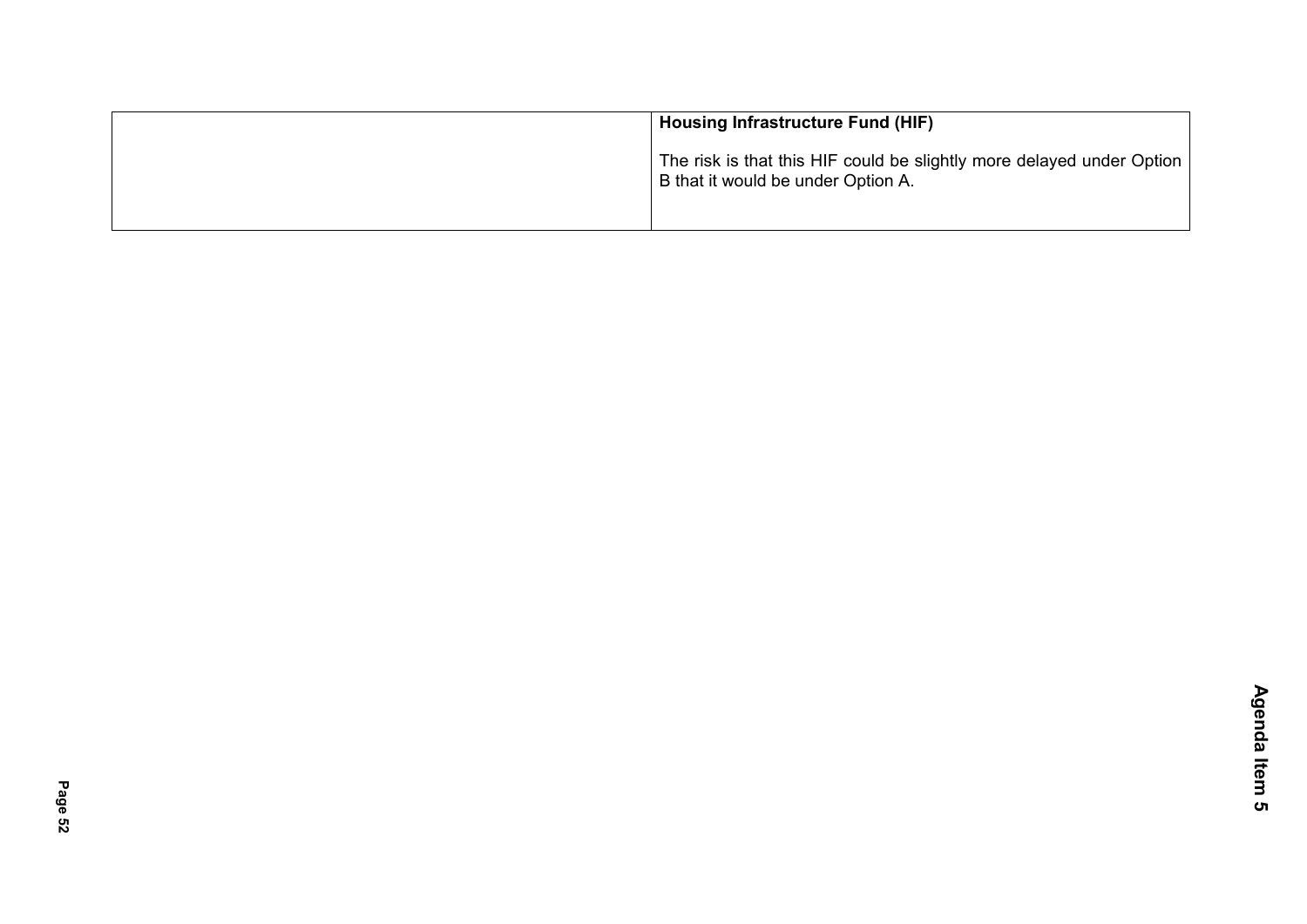| | |
|---|---|
| | **Housing Infrastructure Fund (HIF)**<br><br>The risk is that this HIF could be slightly more delayed under Option B that it would be under Option A. |